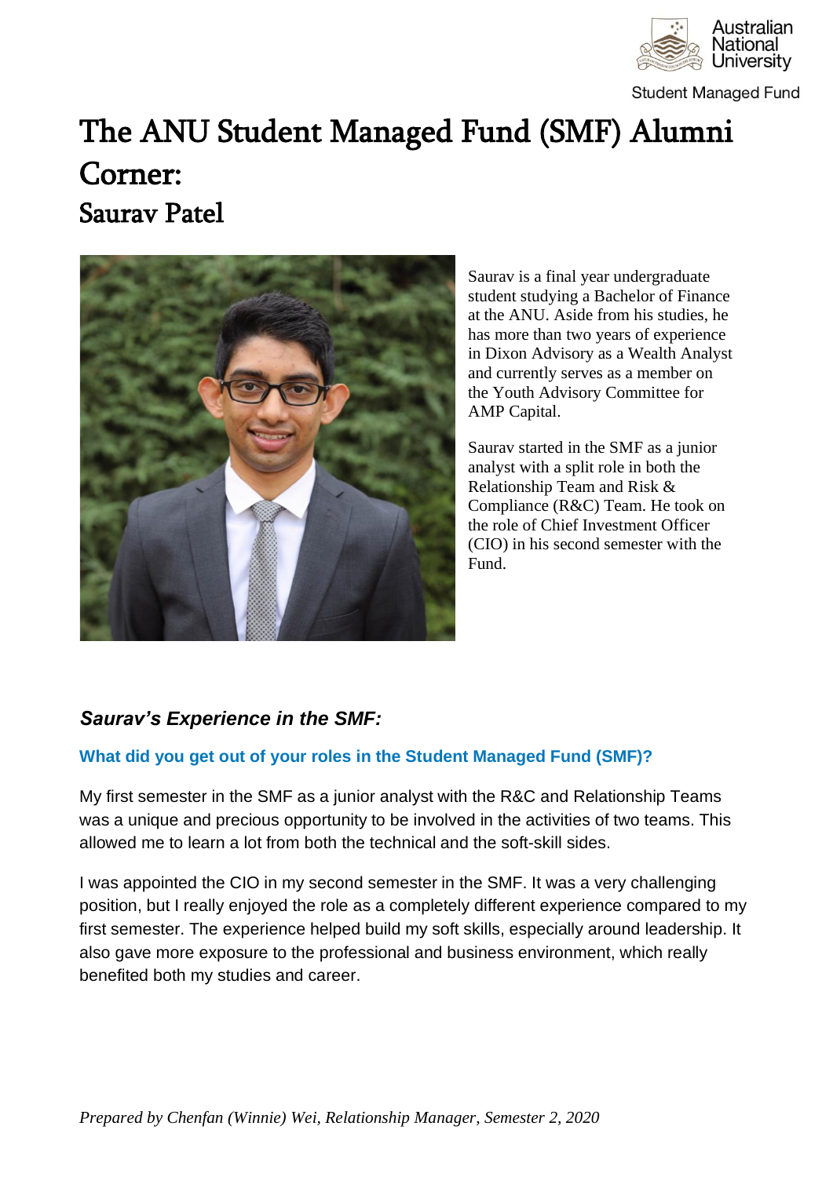# The ANU Student Managed Fund (SMF) Alumni Corner:

## Saurav Patel

Saurav is a final year undergraduate student studying a Bachelor of Finance at the ANU. Aside from his studies, he has more than two years of experience in Dixon Advisory as a Wealth Analyst and currently serves as a member on the Youth Advisory Committee for AMP Capital.

Saurav started in the SMF as a junior analyst with a split role in both the Relationship Team and Risk & Compliance (R&C) Team. He took on the role of Chief Investment Officer (CIO) in his second semester with the Fund.

### *Saurav's Experience in the SMF:*

**What did you get out of your roles in the Student Managed Fund (SMF)?**

My first semester in the SMF as a junior analyst with the R&C and Relationship Teams was a unique and precious opportunity to be involved in the activities of two teams. This allowed me to learn a lot from both the technical and the soft-skill sides.

I was appointed the CIO in my second semester in the SMF. It was a very challenging position, but I really enjoyed the role as a completely different experience compared to my first semester. The experience helped build my soft skills, especially around leadership. It also gave more exposure to the professional and business environment, which really benefited both my studies and career.

*Prepared by Chenfan (Winnie) Wei, Relationship Manager, Semester 2, 2020*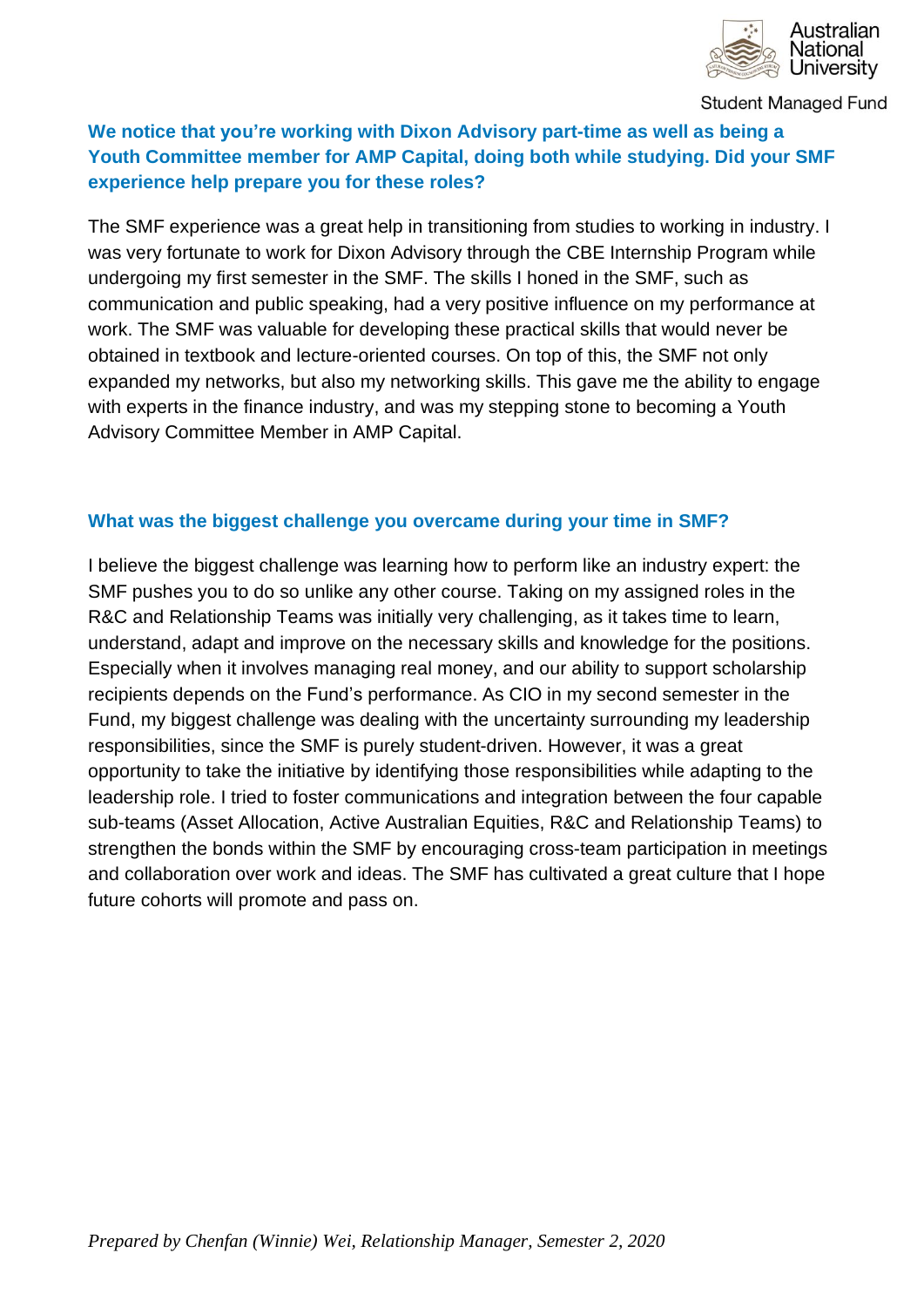**We notice that you're working with Dixon Advisory part-time as well as being a Youth Committee member for AMP Capital, doing both while studying. Did your SMF experience help prepare you for these roles?**

The SMF experience was a great help in transitioning from studies to working in industry. I was very fortunate to work for Dixon Advisory through the CBE Internship Program while undergoing my first semester in the SMF. The skills I honed in the SMF, such as communication and public speaking, had a very positive influence on my performance at work. The SMF was valuable for developing these practical skills that would never be obtained in textbook and lecture-oriented courses. On top of this, the SMF not only expanded my networks, but also my networking skills. This gave me the ability to engage with experts in the finance industry, and was my stepping stone to becoming a Youth Advisory Committee Member in AMP Capital.

**What was the biggest challenge you overcame during your time in SMF?**

I believe the biggest challenge was learning how to perform like an industry expert: the SMF pushes you to do so unlike any other course. Taking on my assigned roles in the R&C and Relationship Teams was initially very challenging, as it takes time to learn, understand, adapt and improve on the necessary skills and knowledge for the positions. Especially when it involves managing real money, and our ability to support scholarship recipients depends on the Fund's performance. As CIO in my second semester in the Fund, my biggest challenge was dealing with the uncertainty surrounding my leadership responsibilities, since the SMF is purely student-driven. However, it was a great opportunity to take the initiative by identifying those responsibilities while adapting to the leadership role. I tried to foster communications and integration between the four capable sub-teams (Asset Allocation, Active Australian Equities, R&C and Relationship Teams) to strengthen the bonds within the SMF by encouraging cross-team participation in meetings and collaboration over work and ideas. The SMF has cultivated a great culture that I hope future cohorts will promote and pass on.

*Prepared by Chenfan (Winnie) Wei, Relationship Manager, Semester 2, 2020*